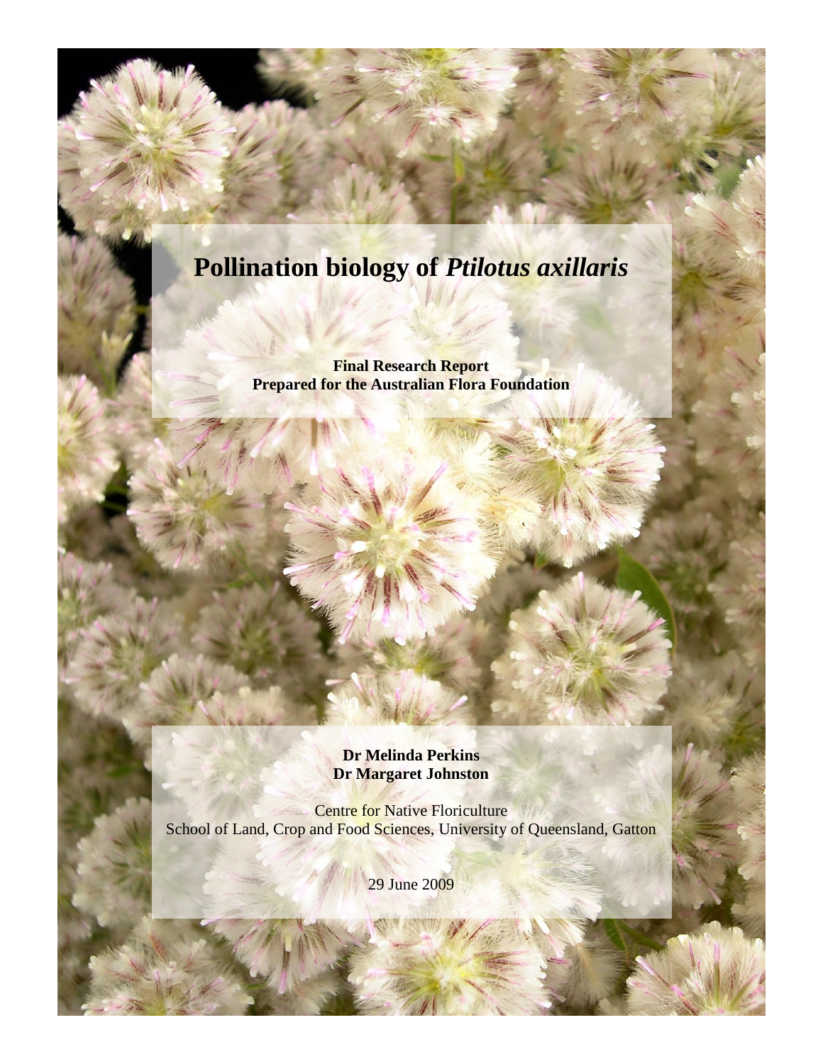# Pollination biology of *Ptilotus axillaris*

**Final Research Report**
**Prepared for the Australian Flora Foundation**

**Dr Melinda Perkins**
**Dr Margaret Johnston**

Centre for Native Floriculture
School of Land, Crop and Food Sciences, University of Queensland, Gatton

29 June 2009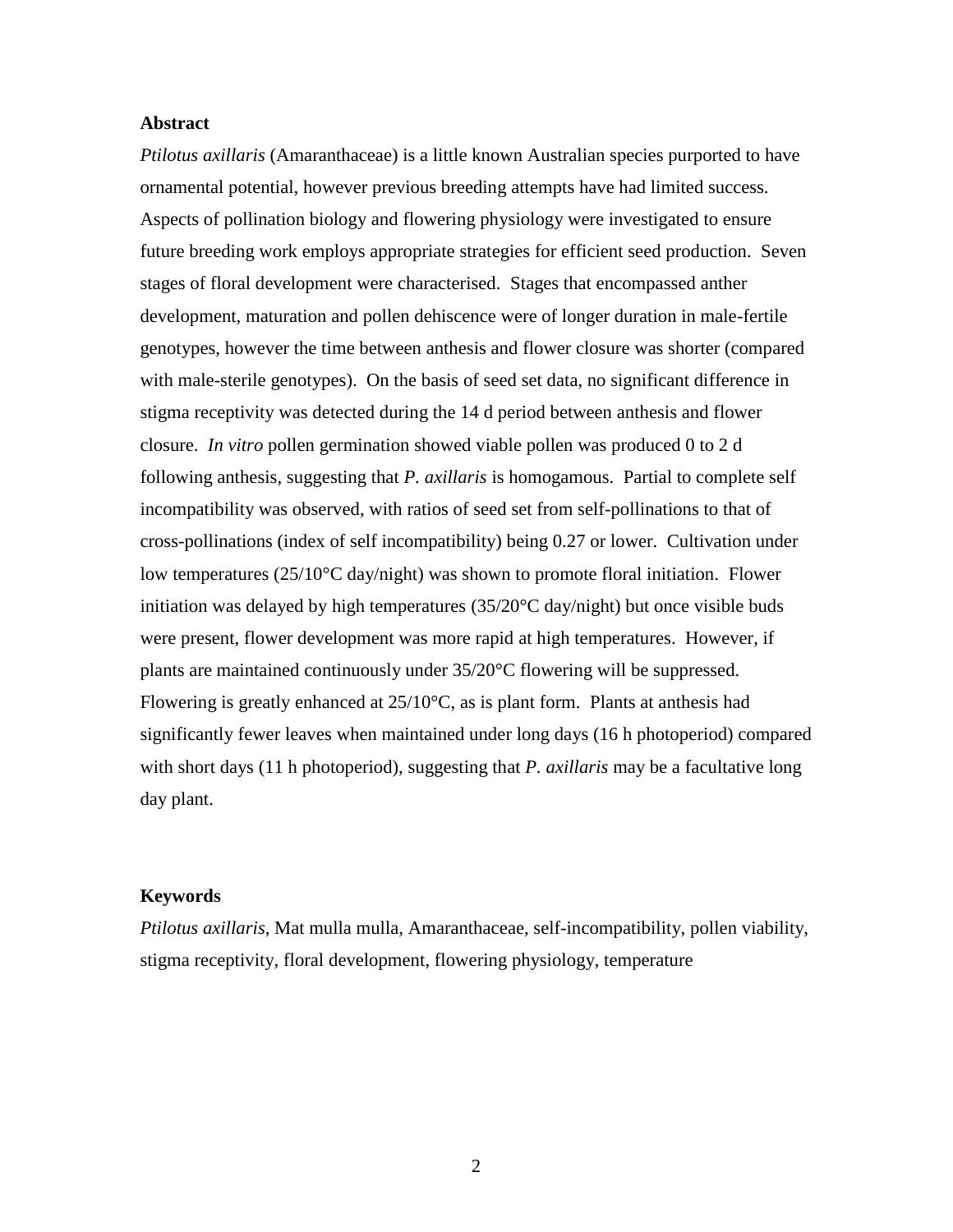## Abstract

*Ptilotus axillaris* (Amaranthaceae) is a little known Australian species purported to have ornamental potential, however previous breeding attempts have had limited success. Aspects of pollination biology and flowering physiology were investigated to ensure future breeding work employs appropriate strategies for efficient seed production. Seven stages of floral development were characterised. Stages that encompassed anther development, maturation and pollen dehiscence were of longer duration in male-fertile genotypes, however the time between anthesis and flower closure was shorter (compared with male-sterile genotypes). On the basis of seed set data, no significant difference in stigma receptivity was detected during the 14 d period between anthesis and flower closure. *In vitro* pollen germination showed viable pollen was produced 0 to 2 d following anthesis, suggesting that *P. axillaris* is homogamous. Partial to complete self incompatibility was observed, with ratios of seed set from self-pollinations to that of cross-pollinations (index of self incompatibility) being 0.27 or lower. Cultivation under low temperatures (25/10°C day/night) was shown to promote floral initiation. Flower initiation was delayed by high temperatures (35/20°C day/night) but once visible buds were present, flower development was more rapid at high temperatures. However, if plants are maintained continuously under 35/20°C flowering will be suppressed. Flowering is greatly enhanced at 25/10°C, as is plant form. Plants at anthesis had significantly fewer leaves when maintained under long days (16 h photoperiod) compared with short days (11 h photoperiod), suggesting that *P. axillaris* may be a facultative long day plant.

## Keywords

*Ptilotus axillaris*, Mat mulla mulla, Amaranthaceae, self-incompatibility, pollen viability, stigma receptivity, floral development, flowering physiology, temperature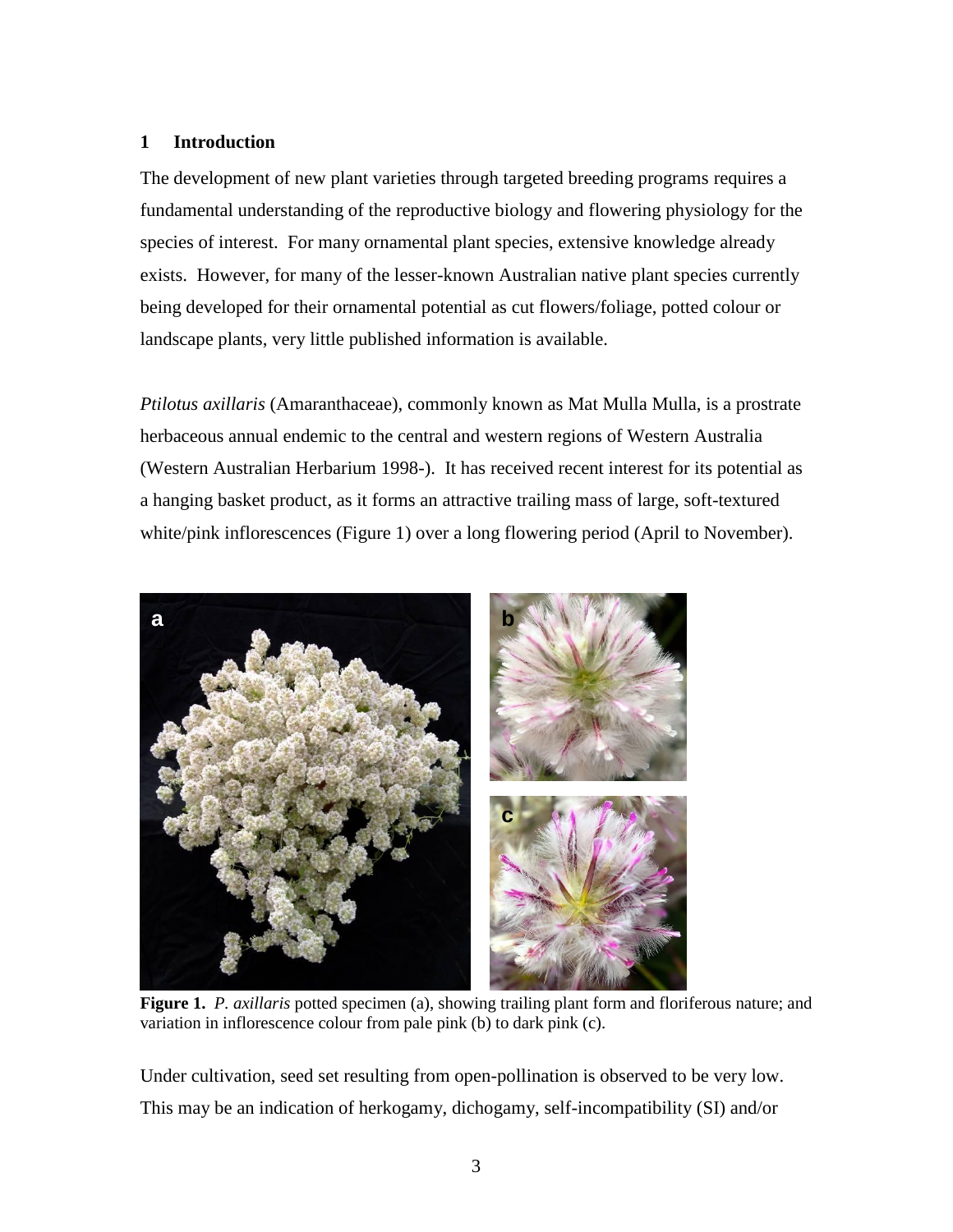## 1 Introduction

The development of new plant varieties through targeted breeding programs requires a fundamental understanding of the reproductive biology and flowering physiology for the species of interest. For many ornamental plant species, extensive knowledge already exists. However, for many of the lesser-known Australian native plant species currently being developed for their ornamental potential as cut flowers/foliage, potted colour or landscape plants, very little published information is available.

*Ptilotus axillaris* (Amaranthaceae), commonly known as Mat Mulla Mulla, is a prostrate herbaceous annual endemic to the central and western regions of Western Australia (Western Australian Herbarium 1998-). It has received recent interest for its potential as a hanging basket product, as it forms an attractive trailing mass of large, soft-textured white/pink inflorescences (Figure 1) over a long flowering period (April to November).

**Figure 1.** *P. axillaris* potted specimen (a), showing trailing plant form and floriferous nature; and variation in inflorescence colour from pale pink (b) to dark pink (c).

Under cultivation, seed set resulting from open-pollination is observed to be very low. This may be an indication of herkogamy, dichogamy, self-incompatibility (SI) and/or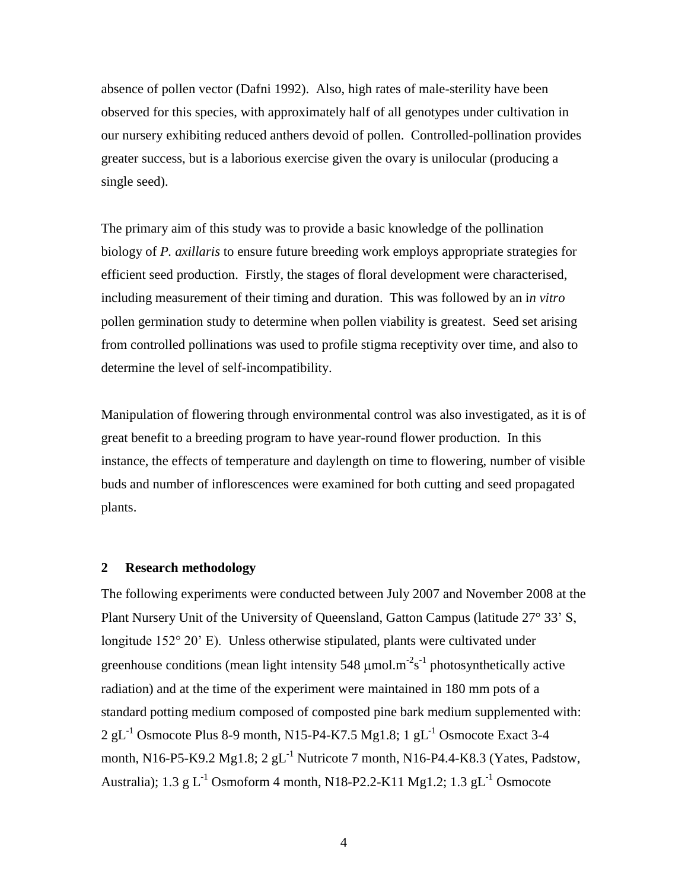absence of pollen vector (Dafni 1992). Also, high rates of male-sterility have been observed for this species, with approximately half of all genotypes under cultivation in our nursery exhibiting reduced anthers devoid of pollen. Controlled-pollination provides greater success, but is a laborious exercise given the ovary is unilocular (producing a single seed).

The primary aim of this study was to provide a basic knowledge of the pollination biology of *P. axillaris* to ensure future breeding work employs appropriate strategies for efficient seed production. Firstly, the stages of floral development were characterised, including measurement of their timing and duration. This was followed by an *in vitro* pollen germination study to determine when pollen viability is greatest. Seed set arising from controlled pollinations was used to profile stigma receptivity over time, and also to determine the level of self-incompatibility.

Manipulation of flowering through environmental control was also investigated, as it is of great benefit to a breeding program to have year-round flower production. In this instance, the effects of temperature and daylength on time to flowering, number of visible buds and number of inflorescences were examined for both cutting and seed propagated plants.

## 2 Research methodology

The following experiments were conducted between July 2007 and November 2008 at the Plant Nursery Unit of the University of Queensland, Gatton Campus (latitude 27° 33' S, longitude 152° 20' E). Unless otherwise stipulated, plants were cultivated under greenhouse conditions (mean light intensity 548 $\mu$mol.m$^{-2}$s$^{-1}$ photosynthetically active radiation) and at the time of the experiment were maintained in 180 mm pots of a standard potting medium composed of composted pine bark medium supplemented with: 2 gL$^{-1}$ Osmocote Plus 8-9 month, N15-P4-K7.5 Mg1.8; 1 gL$^{-1}$ Osmocote Exact 3-4 month, N16-P5-K9.2 Mg1.8; 2 gL$^{-1}$ Nutricote 7 month, N16-P4.4-K8.3 (Yates, Padstow, Australia); 1.3 g L$^{-1}$ Osmoform 4 month, N18-P2.2-K11 Mg1.2; 1.3 gL$^{-1}$ Osmocote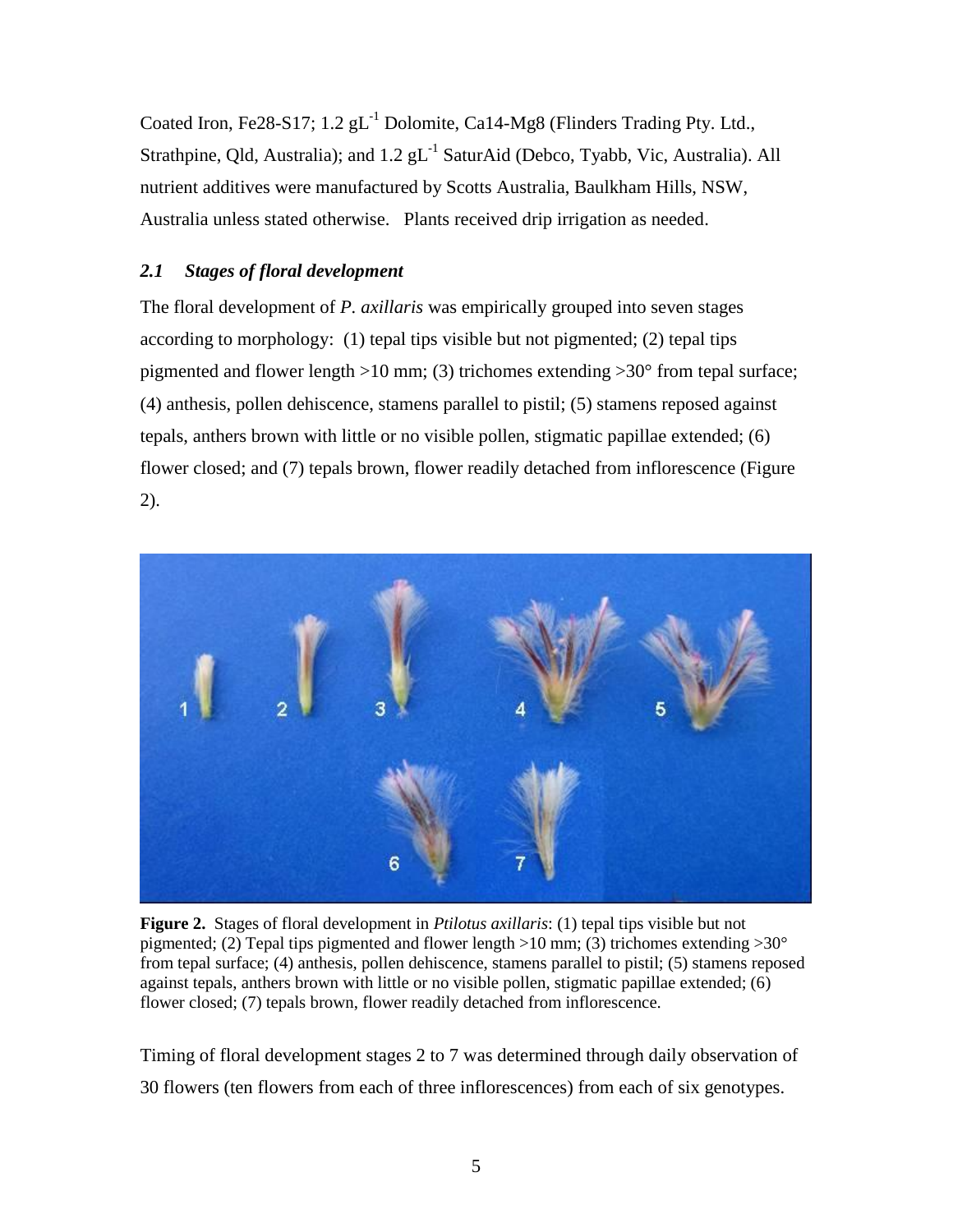Coated Iron, Fe28-S17; 1.2 $gL^{-1}$ Dolomite, Ca14-Mg8 (Flinders Trading Pty. Ltd., Strathpine, Qld, Australia); and 1.2 $gL^{-1}$ SaturAid (Debco, Tyabb, Vic, Australia). All nutrient additives were manufactured by Scotts Australia, Baulkham Hills, NSW, Australia unless stated otherwise. Plants received drip irrigation as needed.

### *2.1 Stages of floral development*

The floral development of *P. axillaris* was empirically grouped into seven stages according to morphology: (1) tepal tips visible but not pigmented; (2) tepal tips pigmented and flower length >10 mm; (3) trichomes extending >30° from tepal surface; (4) anthesis, pollen dehiscence, stamens parallel to pistil; (5) stamens reposed against tepals, anthers brown with little or no visible pollen, stigmatic papillae extended; (6) flower closed; and (7) tepals brown, flower readily detached from inflorescence (Figure 2).

**Figure 2.** Stages of floral development in *Ptilotus axillaris*: (1) tepal tips visible but not pigmented; (2) Tepal tips pigmented and flower length >10 mm; (3) trichomes extending >30° from tepal surface; (4) anthesis, pollen dehiscence, stamens parallel to pistil; (5) stamens reposed against tepals, anthers brown with little or no visible pollen, stigmatic papillae extended; (6) flower closed; (7) tepals brown, flower readily detached from inflorescence.

Timing of floral development stages 2 to 7 was determined through daily observation of 30 flowers (ten flowers from each of three inflorescences) from each of six genotypes.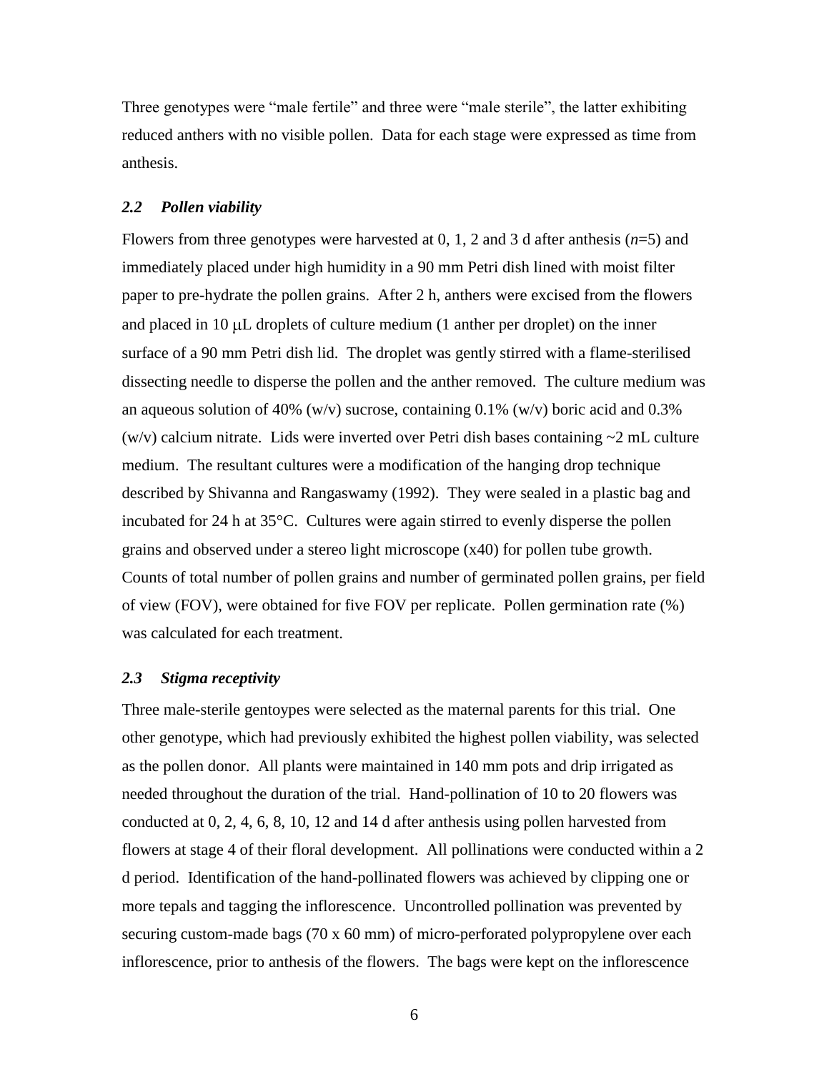Three genotypes were "male fertile" and three were "male sterile", the latter exhibiting reduced anthers with no visible pollen. Data for each stage were expressed as time from anthesis.

### *2.2 Pollen viability*

Flowers from three genotypes were harvested at 0, 1, 2 and 3 d after anthesis ($n$=5) and immediately placed under high humidity in a 90 mm Petri dish lined with moist filter paper to pre-hydrate the pollen grains. After 2 h, anthers were excised from the flowers and placed in 10 $\mu$L droplets of culture medium (1 anther per droplet) on the inner surface of a 90 mm Petri dish lid. The droplet was gently stirred with a flame-sterilised dissecting needle to disperse the pollen and the anther removed. The culture medium was an aqueous solution of 40% (w/v) sucrose, containing 0.1% (w/v) boric acid and 0.3% (w/v) calcium nitrate. Lids were inverted over Petri dish bases containing ~2 mL culture medium. The resultant cultures were a modification of the hanging drop technique described by Shivanna and Rangaswamy (1992). They were sealed in a plastic bag and incubated for 24 h at 35°C. Cultures were again stirred to evenly disperse the pollen grains and observed under a stereo light microscope (x40) for pollen tube growth. Counts of total number of pollen grains and number of germinated pollen grains, per field of view (FOV), were obtained for five FOV per replicate. Pollen germination rate (%) was calculated for each treatment.

### *2.3 Stigma receptivity*

Three male-sterile gentoypes were selected as the maternal parents for this trial. One other genotype, which had previously exhibited the highest pollen viability, was selected as the pollen donor. All plants were maintained in 140 mm pots and drip irrigated as needed throughout the duration of the trial. Hand-pollination of 10 to 20 flowers was conducted at 0, 2, 4, 6, 8, 10, 12 and 14 d after anthesis using pollen harvested from flowers at stage 4 of their floral development. All pollinations were conducted within a 2 d period. Identification of the hand-pollinated flowers was achieved by clipping one or more tepals and tagging the inflorescence. Uncontrolled pollination was prevented by securing custom-made bags (70 x 60 mm) of micro-perforated polypropylene over each inflorescence, prior to anthesis of the flowers. The bags were kept on the inflorescence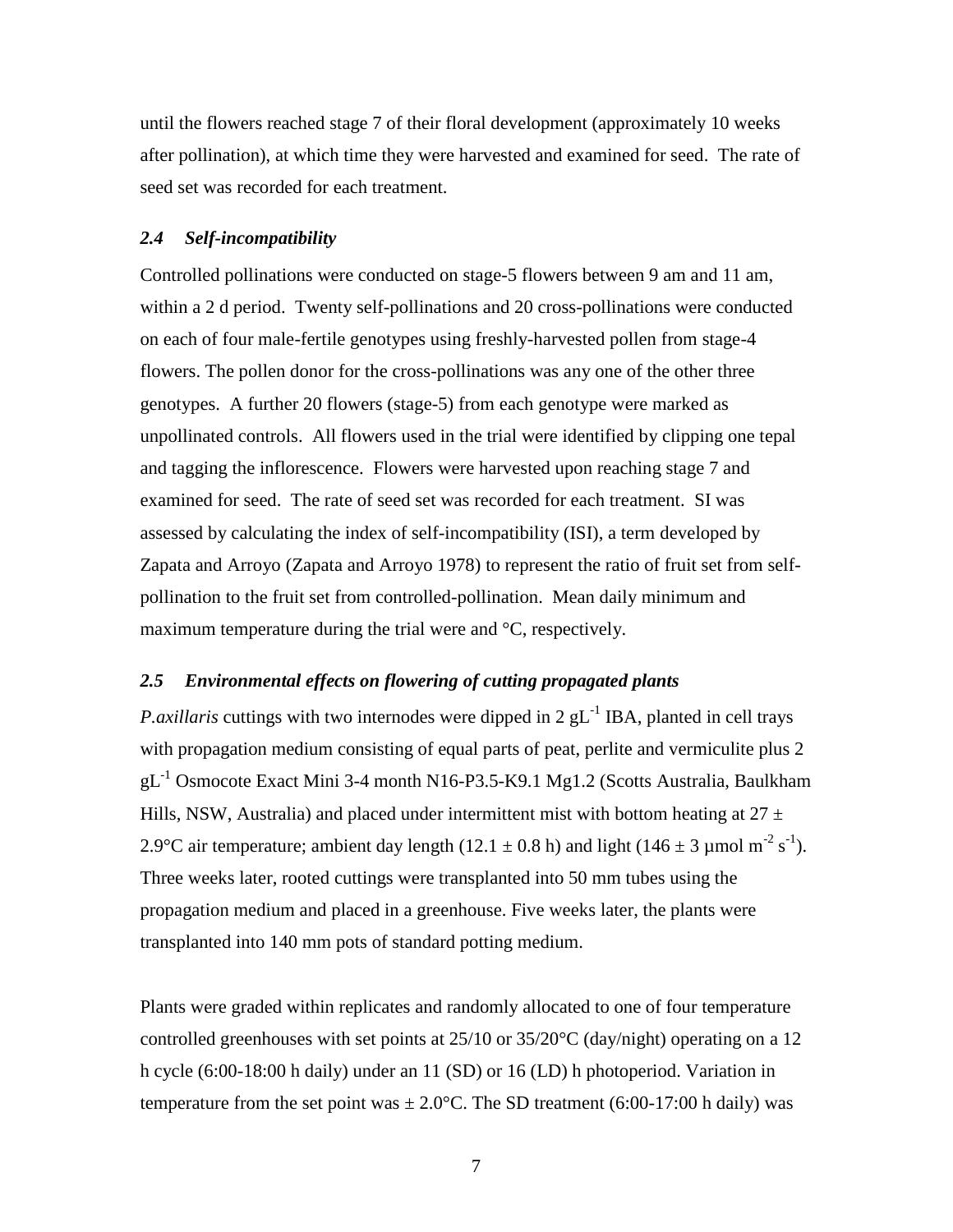until the flowers reached stage 7 of their floral development (approximately 10 weeks after pollination), at which time they were harvested and examined for seed. The rate of seed set was recorded for each treatment.

### *2.4 Self-incompatibility*

Controlled pollinations were conducted on stage-5 flowers between 9 am and 11 am, within a 2 d period. Twenty self-pollinations and 20 cross-pollinations were conducted on each of four male-fertile genotypes using freshly-harvested pollen from stage-4 flowers. The pollen donor for the cross-pollinations was any one of the other three genotypes. A further 20 flowers (stage-5) from each genotype were marked as unpollinated controls. All flowers used in the trial were identified by clipping one tepal and tagging the inflorescence. Flowers were harvested upon reaching stage 7 and examined for seed. The rate of seed set was recorded for each treatment. SI was assessed by calculating the index of self-incompatibility (ISI), a term developed by Zapata and Arroyo (Zapata and Arroyo 1978) to represent the ratio of fruit set from self-pollination to the fruit set from controlled-pollination. Mean daily minimum and maximum temperature during the trial were and °C, respectively.

### *2.5 Environmental effects on flowering of cutting propagated plants*

*P.axillaris* cuttings with two internodes were dipped in 2 $gL^{-1}$ IBA, planted in cell trays with propagation medium consisting of equal parts of peat, perlite and vermiculite plus 2 $gL^{-1}$ Osmocote Exact Mini 3-4 month N16-P3.5-K9.1 Mg1.2 (Scotts Australia, Baulkham Hills, NSW, Australia) and placed under intermittent mist with bottom heating at 27 ± 2.9°C air temperature; ambient day length (12.1 ± 0.8 h) and light (146 ± 3 µmol $m^{-2}$ $s^{-1}$). Three weeks later, rooted cuttings were transplanted into 50 mm tubes using the propagation medium and placed in a greenhouse. Five weeks later, the plants were transplanted into 140 mm pots of standard potting medium.

Plants were graded within replicates and randomly allocated to one of four temperature controlled greenhouses with set points at 25/10 or 35/20°C (day/night) operating on a 12 h cycle (6:00-18:00 h daily) under an 11 (SD) or 16 (LD) h photoperiod. Variation in temperature from the set point was ± 2.0°C. The SD treatment (6:00-17:00 h daily) was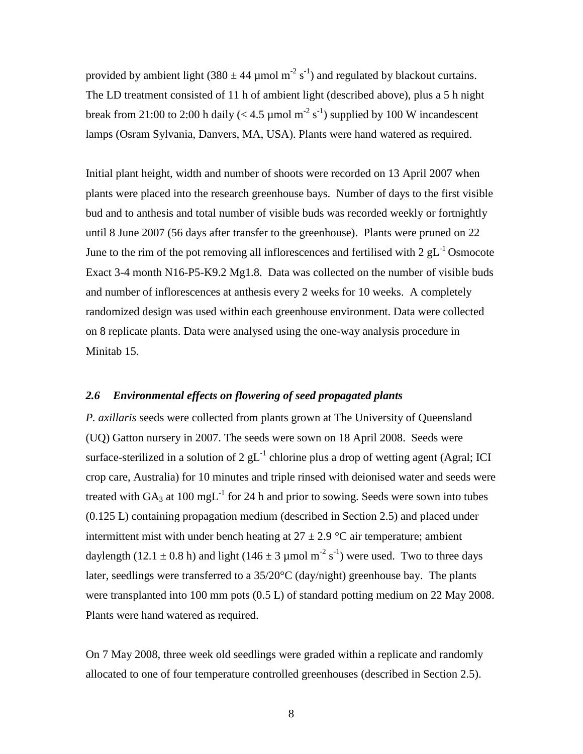provided by ambient light (380 ± 44 µmol $m^{-2}$ $s^{-1}$) and regulated by blackout curtains. The LD treatment consisted of 11 h of ambient light (described above), plus a 5 h night break from 21:00 to 2:00 h daily (< 4.5 µmol $m^{-2}$ $s^{-1}$) supplied by 100 W incandescent lamps (Osram Sylvania, Danvers, MA, USA). Plants were hand watered as required.

Initial plant height, width and number of shoots were recorded on 13 April 2007 when plants were placed into the research greenhouse bays. Number of days to the first visible bud and to anthesis and total number of visible buds was recorded weekly or fortnightly until 8 June 2007 (56 days after transfer to the greenhouse). Plants were pruned on 22 June to the rim of the pot removing all inflorescences and fertilised with 2 $gL^{-1}$ Osmocote Exact 3-4 month N16-P5-K9.2 Mg1.8. Data was collected on the number of visible buds and number of inflorescences at anthesis every 2 weeks for 10 weeks. A completely randomized design was used within each greenhouse environment. Data were collected on 8 replicate plants. Data were analysed using the one-way analysis procedure in Minitab 15.

### *2.6 Environmental effects on flowering of seed propagated plants*

*P. axillaris* seeds were collected from plants grown at The University of Queensland (UQ) Gatton nursery in 2007. The seeds were sown on 18 April 2008. Seeds were surface-sterilized in a solution of 2 $gL^{-1}$ chlorine plus a drop of wetting agent (Agral; ICI crop care, Australia) for 10 minutes and triple rinsed with deionised water and seeds were treated with $GA_3$ at 100 $mgL^{-1}$ for 24 h and prior to sowing. Seeds were sown into tubes (0.125 L) containing propagation medium (described in Section 2.5) and placed under intermittent mist with under bench heating at 27 ± 2.9 °C air temperature; ambient daylength (12.1 ± 0.8 h) and light (146 ± 3 µmol $m^{-2}$ $s^{-1}$) were used. Two to three days later, seedlings were transferred to a 35/20°C (day/night) greenhouse bay. The plants were transplanted into 100 mm pots (0.5 L) of standard potting medium on 22 May 2008. Plants were hand watered as required.

On 7 May 2008, three week old seedlings were graded within a replicate and randomly allocated to one of four temperature controlled greenhouses (described in Section 2.5).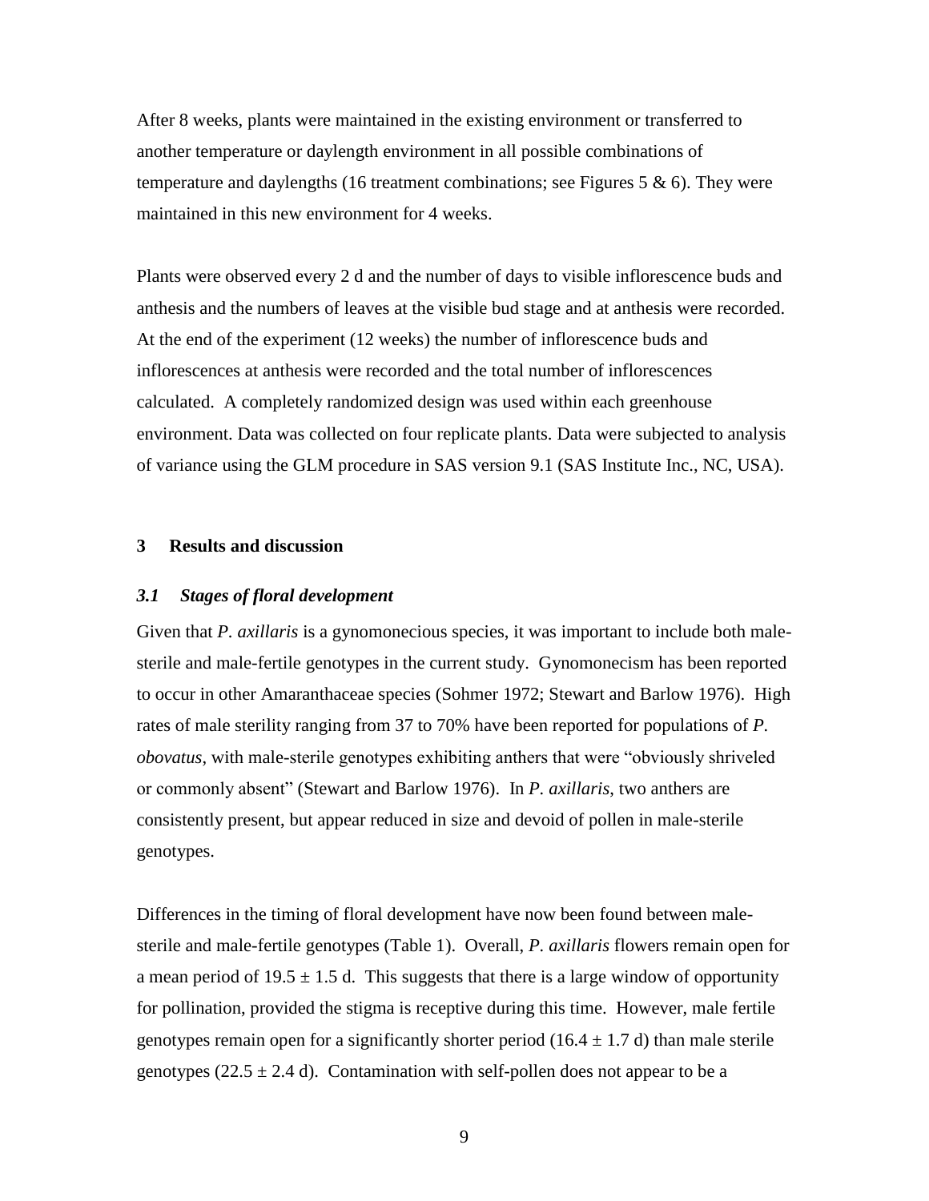After 8 weeks, plants were maintained in the existing environment or transferred to another temperature or daylength environment in all possible combinations of temperature and daylengths (16 treatment combinations; see Figures 5 & 6). They were maintained in this new environment for 4 weeks.

Plants were observed every 2 d and the number of days to visible inflorescence buds and anthesis and the numbers of leaves at the visible bud stage and at anthesis were recorded. At the end of the experiment (12 weeks) the number of inflorescence buds and inflorescences at anthesis were recorded and the total number of inflorescences calculated. A completely randomized design was used within each greenhouse environment. Data was collected on four replicate plants. Data were subjected to analysis of variance using the GLM procedure in SAS version 9.1 (SAS Institute Inc., NC, USA).

## 3 Results and discussion

### *3.1 Stages of floral development*

Given that *P. axillaris* is a gynomonecious species, it was important to include both male-sterile and male-fertile genotypes in the current study. Gynomonecism has been reported to occur in other Amaranthaceae species (Sohmer 1972; Stewart and Barlow 1976). High rates of male sterility ranging from 37 to 70% have been reported for populations of *P. obovatus*, with male-sterile genotypes exhibiting anthers that were "obviously shriveled or commonly absent" (Stewart and Barlow 1976). In *P. axillaris*, two anthers are consistently present, but appear reduced in size and devoid of pollen in male-sterile genotypes.

Differences in the timing of floral development have now been found between male-sterile and male-fertile genotypes (Table 1). Overall, *P. axillaris* flowers remain open for a mean period of $19.5 \pm 1.5$ d. This suggests that there is a large window of opportunity for pollination, provided the stigma is receptive during this time. However, male fertile genotypes remain open for a significantly shorter period ($16.4 \pm 1.7$ d) than male sterile genotypes ($22.5 \pm 2.4$ d). Contamination with self-pollen does not appear to be a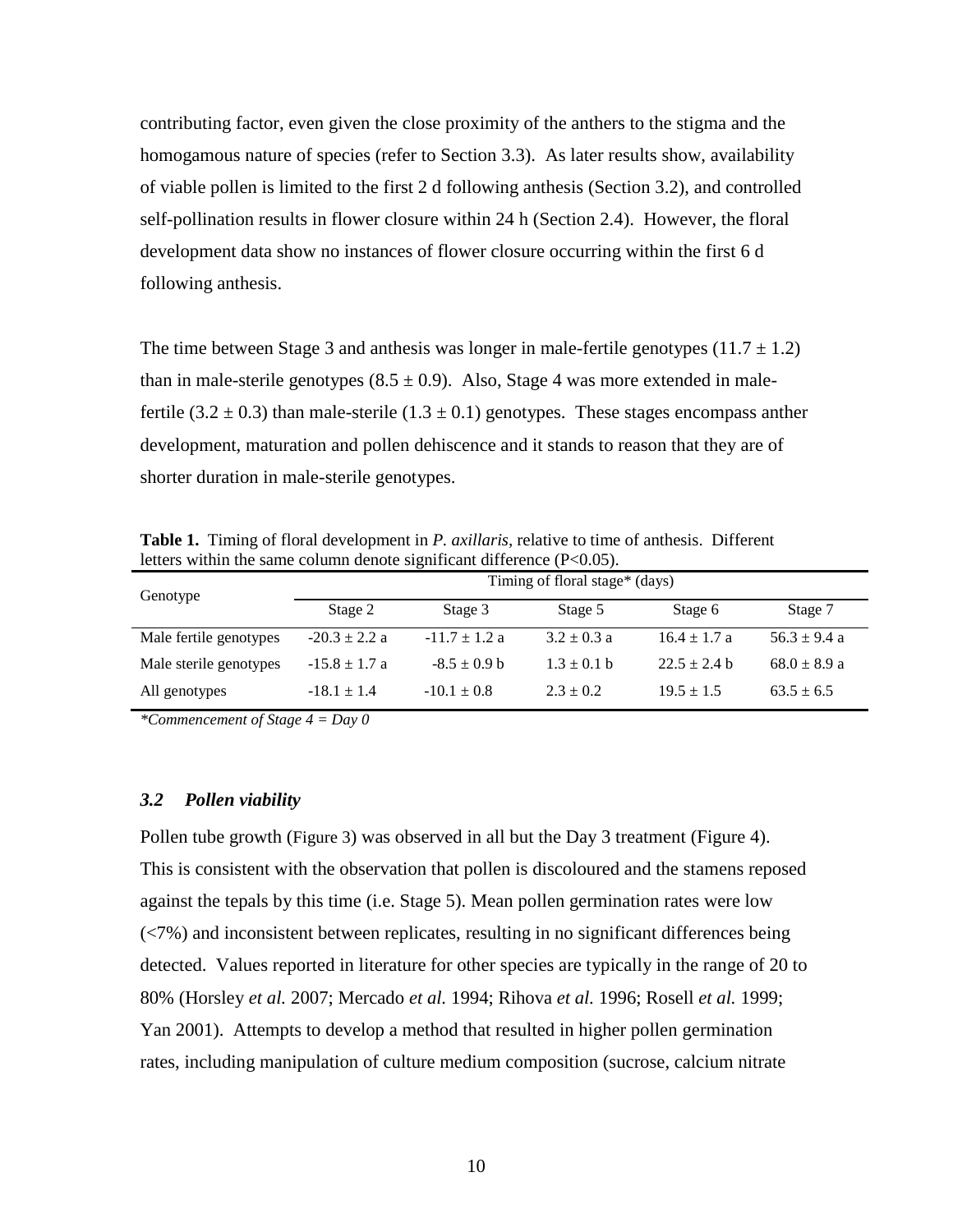contributing factor, even given the close proximity of the anthers to the stigma and the homogamous nature of species (refer to Section 3.3). As later results show, availability of viable pollen is limited to the first 2 d following anthesis (Section 3.2), and controlled self-pollination results in flower closure within 24 h (Section 2.4). However, the floral development data show no instances of flower closure occurring within the first 6 d following anthesis.

The time between Stage 3 and anthesis was longer in male-fertile genotypes ($11.7 \pm 1.2$) than in male-sterile genotypes ($8.5 \pm 0.9$). Also, Stage 4 was more extended in male-fertile ($3.2 \pm 0.3$) than male-sterile ($1.3 \pm 0.1$) genotypes. These stages encompass anther development, maturation and pollen dehiscence and it stands to reason that they are of shorter duration in male-sterile genotypes.

**Table 1.** Timing of floral development in *P. axillaris*, relative to time of anthesis. Different letters within the same column denote significant difference ($P<0.05$).

| Genotype | Timing of floral stage* (days) | | | | |
|---|---|---|---|---|---|
| | Stage 2 | Stage 3 | Stage 5 | Stage 6 | Stage 7 |
| Male fertile genotypes | $-20.3 \pm 2.2$ a | $-11.7 \pm 1.2$ a | $3.2 \pm 0.3$ a | $16.4 \pm 1.7$ a | $56.3 \pm 9.4$ a |
| Male sterile genotypes | $-15.8 \pm 1.7$ a | $-8.5 \pm 0.9$ b | $1.3 \pm 0.1$ b | $22.5 \pm 2.4$ b | $68.0 \pm 8.9$ a |
| All genotypes | $-18.1 \pm 1.4$ | $-10.1 \pm 0.8$ | $2.3 \pm 0.2$ | $19.5 \pm 1.5$ | $63.5 \pm 6.5$ |

*\*Commencement of Stage 4 = Day 0*

### *3.2 Pollen viability*

Pollen tube growth (Figure 3) was observed in all but the Day 3 treatment (Figure 4). This is consistent with the observation that pollen is discoloured and the stamens reposed against the tepals by this time (i.e. Stage 5). Mean pollen germination rates were low (<7%) and inconsistent between replicates, resulting in no significant differences being detected. Values reported in literature for other species are typically in the range of 20 to 80% (Horsley *et al.* 2007; Mercado *et al.* 1994; Rihova *et al.* 1996; Rosell *et al.* 1999; Yan 2001). Attempts to develop a method that resulted in higher pollen germination rates, including manipulation of culture medium composition (sucrose, calcium nitrate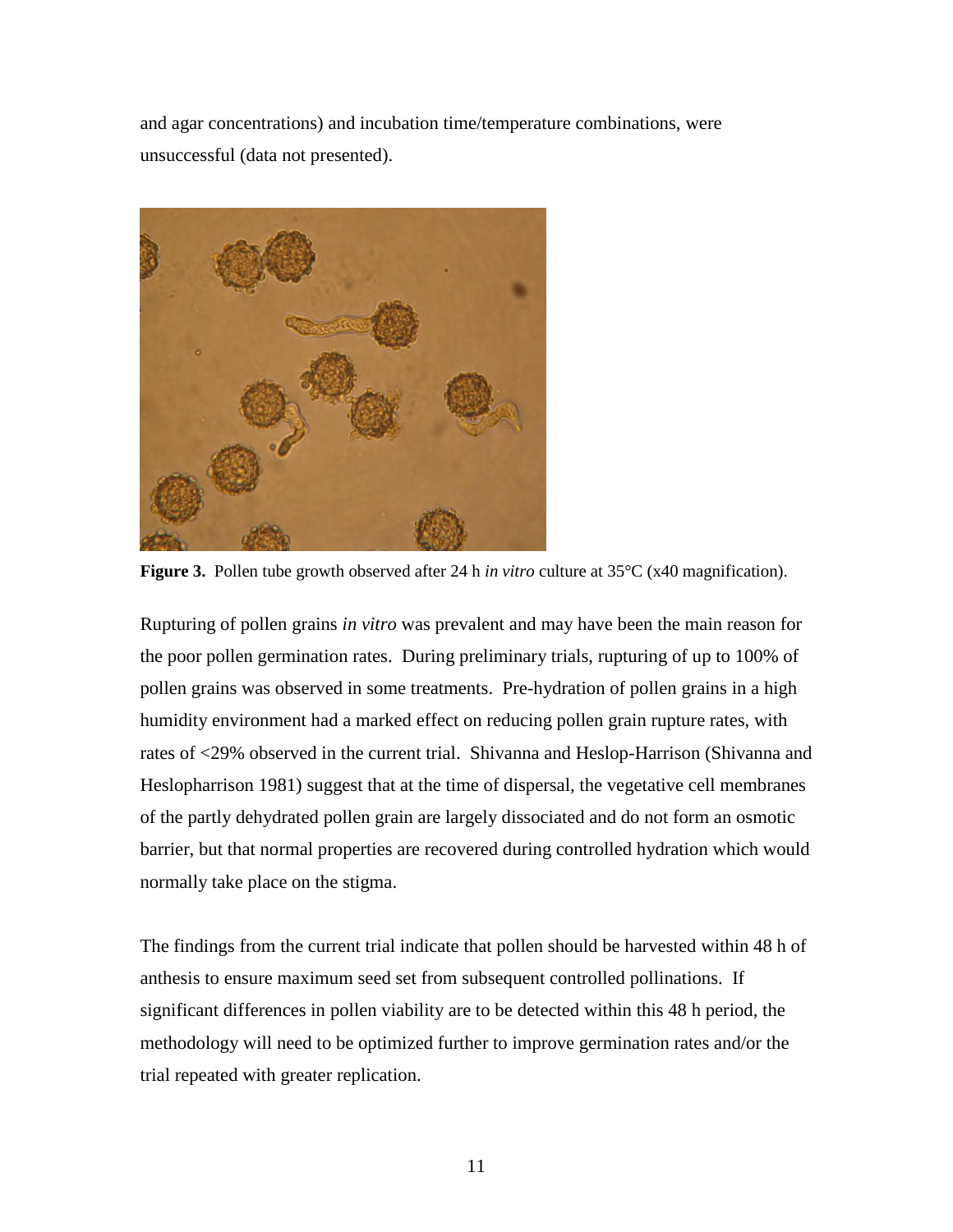and agar concentrations) and incubation time/temperature combinations, were unsuccessful (data not presented).

**Figure 3.** Pollen tube growth observed after 24 h *in vitro* culture at 35°C (x40 magnification).

Rupturing of pollen grains *in vitro* was prevalent and may have been the main reason for the poor pollen germination rates. During preliminary trials, rupturing of up to 100% of pollen grains was observed in some treatments. Pre-hydration of pollen grains in a high humidity environment had a marked effect on reducing pollen grain rupture rates, with rates of <29% observed in the current trial. Shivanna and Heslop-Harrison (Shivanna and Heslopharrison 1981) suggest that at the time of dispersal, the vegetative cell membranes of the partly dehydrated pollen grain are largely dissociated and do not form an osmotic barrier, but that normal properties are recovered during controlled hydration which would normally take place on the stigma.

The findings from the current trial indicate that pollen should be harvested within 48 h of anthesis to ensure maximum seed set from subsequent controlled pollinations. If significant differences in pollen viability are to be detected within this 48 h period, the methodology will need to be optimized further to improve germination rates and/or the trial repeated with greater replication.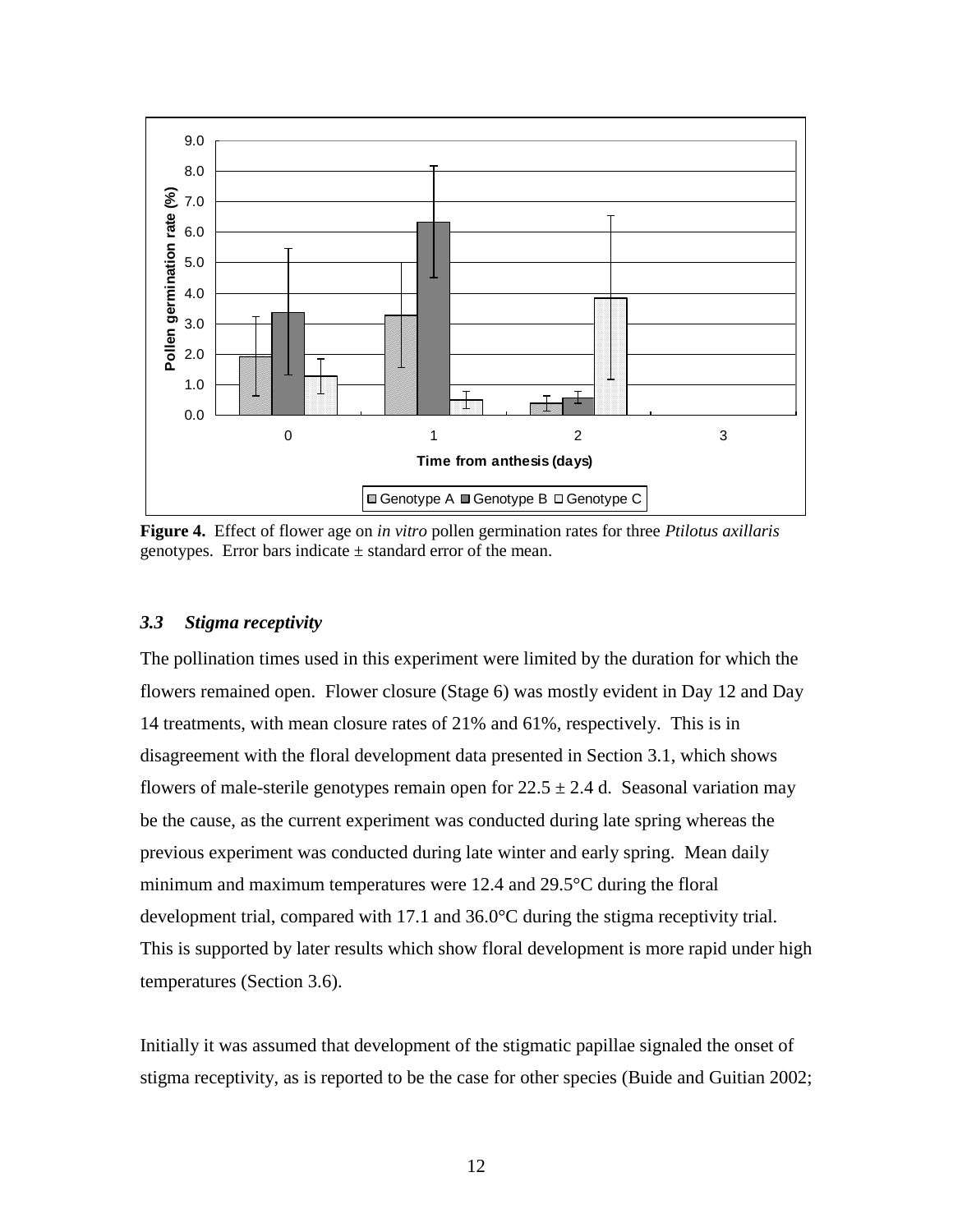**Figure 4.** Effect of flower age on *in vitro* pollen germination rates for three *Ptilotus axillaris* genotypes. Error bars indicate ± standard error of the mean.

### *3.3 Stigma receptivity*

The pollination times used in this experiment were limited by the duration for which the flowers remained open. Flower closure (Stage 6) was mostly evident in Day 12 and Day 14 treatments, with mean closure rates of 21% and 61%, respectively. This is in disagreement with the floral development data presented in Section 3.1, which shows flowers of male-sterile genotypes remain open for $22.5 \pm 2.4$ d. Seasonal variation may be the cause, as the current experiment was conducted during late spring whereas the previous experiment was conducted during late winter and early spring. Mean daily minimum and maximum temperatures were 12.4 and 29.5°C during the floral development trial, compared with 17.1 and 36.0°C during the stigma receptivity trial. This is supported by later results which show floral development is more rapid under high temperatures (Section 3.6).

Initially it was assumed that development of the stigmatic papillae signaled the onset of stigma receptivity, as is reported to be the case for other species (Buide and Guitian 2002;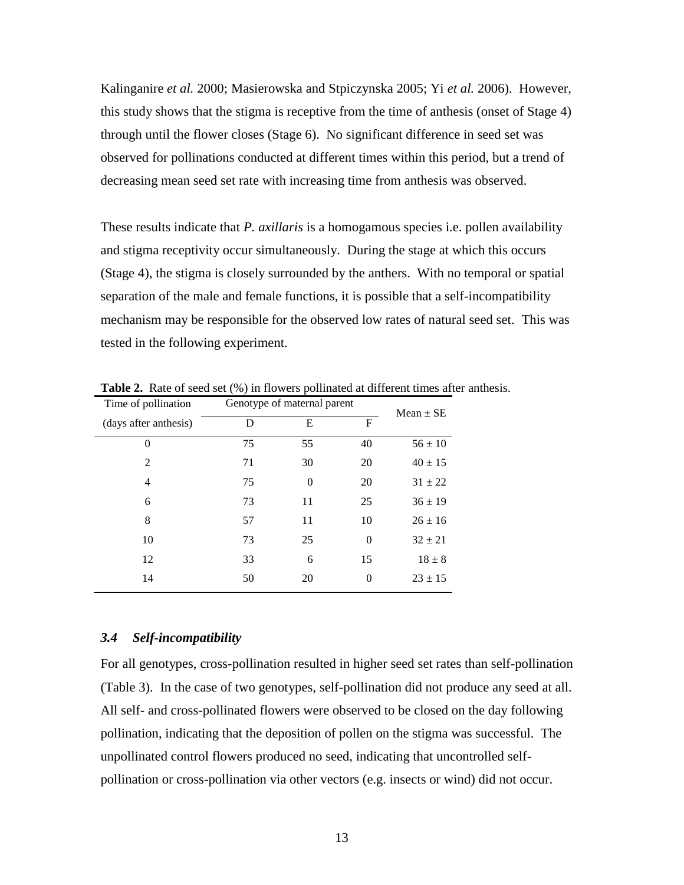Kalinganire *et al.* 2000; Masierowska and Stpiczynska 2005; Yi *et al.* 2006). However, this study shows that the stigma is receptive from the time of anthesis (onset of Stage 4) through until the flower closes (Stage 6). No significant difference in seed set was observed for pollinations conducted at different times within this period, but a trend of decreasing mean seed set rate with increasing time from anthesis was observed.

These results indicate that *P. axillaris* is a homogamous species i.e. pollen availability and stigma receptivity occur simultaneously. During the stage at which this occurs (Stage 4), the stigma is closely surrounded by the anthers. With no temporal or spatial separation of the male and female functions, it is possible that a self-incompatibility mechanism may be responsible for the observed low rates of natural seed set. This was tested in the following experiment.

**Table 2.** Rate of seed set (%) in flowers pollinated at different times after anthesis.

| Time of pollination | Genotype of maternal parent | | | Mean ± SE |
|---|---|---|---|---|
| (days after anthesis) | D | E | F | |
| 0 | 75 | 55 | 40 | 56 ± 10 |
| 2 | 71 | 30 | 20 | 40 ± 15 |
| 4 | 75 | 0 | 20 | 31 ± 22 |
| 6 | 73 | 11 | 25 | 36 ± 19 |
| 8 | 57 | 11 | 10 | 26 ± 16 |
| 10 | 73 | 25 | 0 | 32 ± 21 |
| 12 | 33 | 6 | 15 | 18 ± 8 |
| 14 | 50 | 20 | 0 | 23 ± 15 |

### *3.4 Self-incompatibility*

For all genotypes, cross-pollination resulted in higher seed set rates than self-pollination (Table 3). In the case of two genotypes, self-pollination did not produce any seed at all. All self- and cross-pollinated flowers were observed to be closed on the day following pollination, indicating that the deposition of pollen on the stigma was successful. The unpollinated control flowers produced no seed, indicating that uncontrolled self-pollination or cross-pollination via other vectors (e.g. insects or wind) did not occur.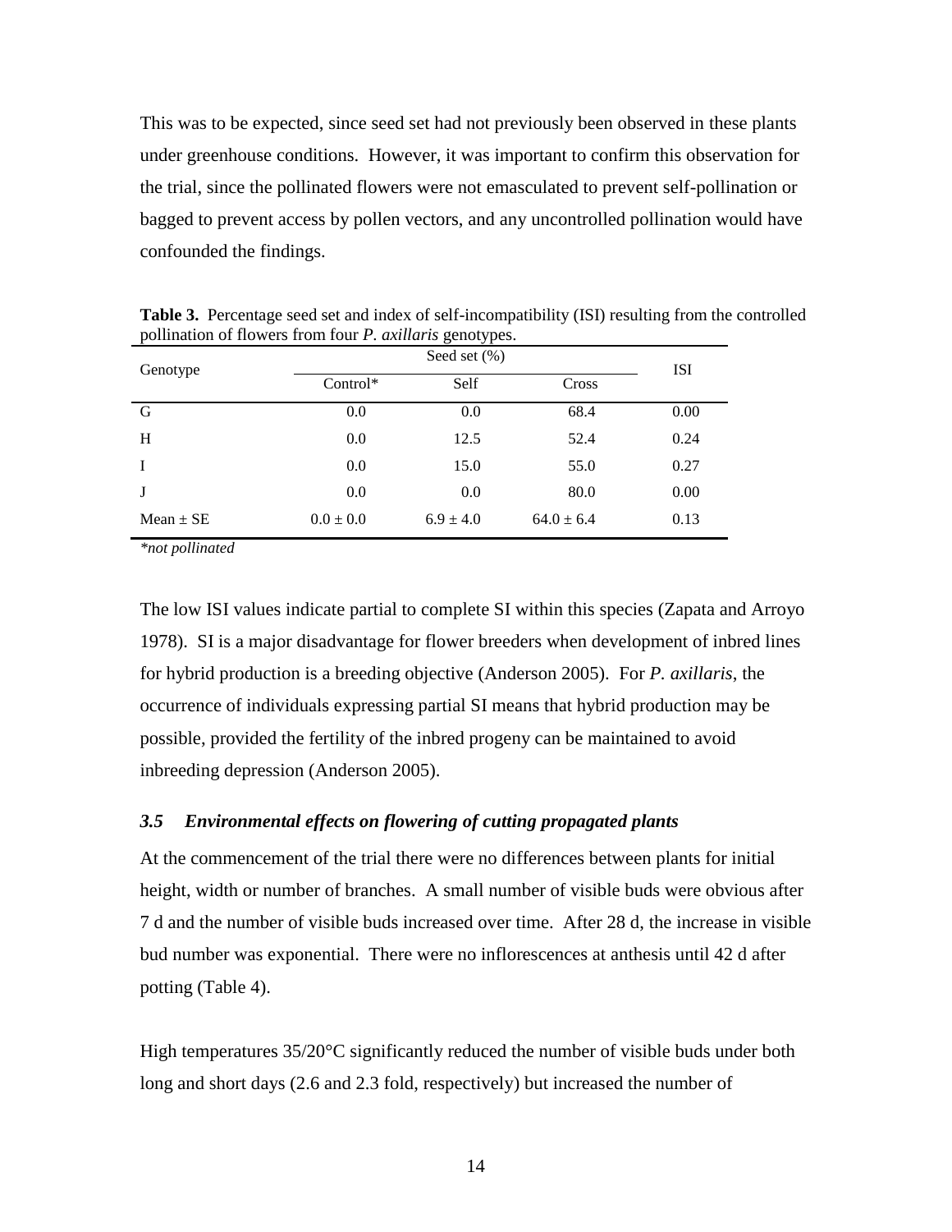This was to be expected, since seed set had not previously been observed in these plants under greenhouse conditions. However, it was important to confirm this observation for the trial, since the pollinated flowers were not emasculated to prevent self-pollination or bagged to prevent access by pollen vectors, and any uncontrolled pollination would have confounded the findings.

**Table 3.** Percentage seed set and index of self-incompatibility (ISI) resulting from the controlled pollination of flowers from four *P. axillaris* genotypes.

| Genotype | Seed set (%) | | | ISI |
|---|---|---|---|---|
| | Control* | Self | Cross | |
| G | 0.0 | 0.0 | 68.4 | 0.00 |
| H | 0.0 | 12.5 | 52.4 | 0.24 |
| I | 0.0 | 15.0 | 55.0 | 0.27 |
| J | 0.0 | 0.0 | 80.0 | 0.00 |
| Mean ± SE | 0.0 ± 0.0 | 6.9 ± 4.0 | 64.0 ± 6.4 | 0.13 |

*\*not pollinated*

The low ISI values indicate partial to complete SI within this species (Zapata and Arroyo 1978). SI is a major disadvantage for flower breeders when development of inbred lines for hybrid production is a breeding objective (Anderson 2005). For *P. axillaris*, the occurrence of individuals expressing partial SI means that hybrid production may be possible, provided the fertility of the inbred progeny can be maintained to avoid inbreeding depression (Anderson 2005).

### *3.5 Environmental effects on flowering of cutting propagated plants*

At the commencement of the trial there were no differences between plants for initial height, width or number of branches. A small number of visible buds were obvious after 7 d and the number of visible buds increased over time. After 28 d, the increase in visible bud number was exponential. There were no inflorescences at anthesis until 42 d after potting (Table 4).

High temperatures 35/20°C significantly reduced the number of visible buds under both long and short days (2.6 and 2.3 fold, respectively) but increased the number of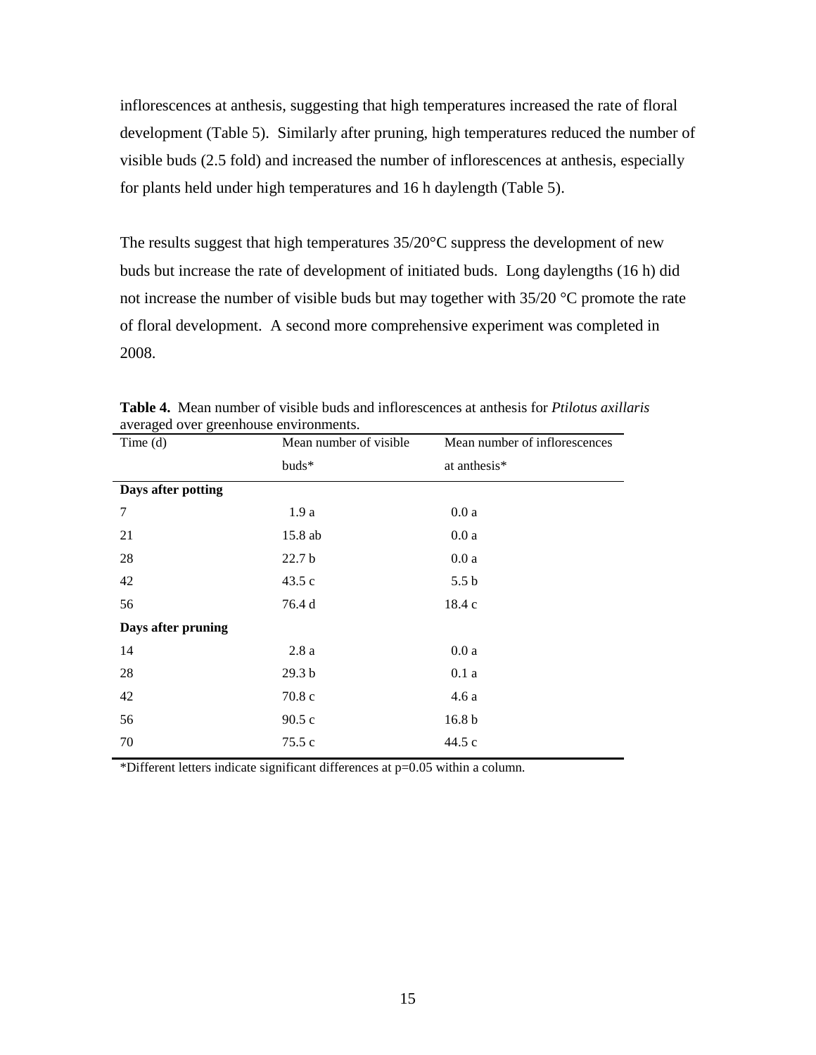inflorescences at anthesis, suggesting that high temperatures increased the rate of floral development (Table 5). Similarly after pruning, high temperatures reduced the number of visible buds (2.5 fold) and increased the number of inflorescences at anthesis, especially for plants held under high temperatures and 16 h daylength (Table 5).

The results suggest that high temperatures 35/20°C suppress the development of new buds but increase the rate of development of initiated buds. Long daylengths (16 h) did not increase the number of visible buds but may together with 35/20 °C promote the rate of floral development. A second more comprehensive experiment was completed in 2008.

**Table 4.** Mean number of visible buds and inflorescences at anthesis for *Ptilotus axillaris* averaged over greenhouse environments.

| Time (d) | Mean number of visible buds* | Mean number of inflorescences at anthesis* |
|---|---|---|
| **Days after potting** | | |
| 7 | 1.9 a | 0.0 a |
| 21 | 15.8 ab | 0.0 a |
| 28 | 22.7 b | 0.0 a |
| 42 | 43.5 c | 5.5 b |
| 56 | 76.4 d | 18.4 c |
| **Days after pruning** | | |
| 14 | 2.8 a | 0.0 a |
| 28 | 29.3 b | 0.1 a |
| 42 | 70.8 c | 4.6 a |
| 56 | 90.5 c | 16.8 b |
| 70 | 75.5 c | 44.5 c |

*Different letters indicate significant differences at p=0.05 within a column.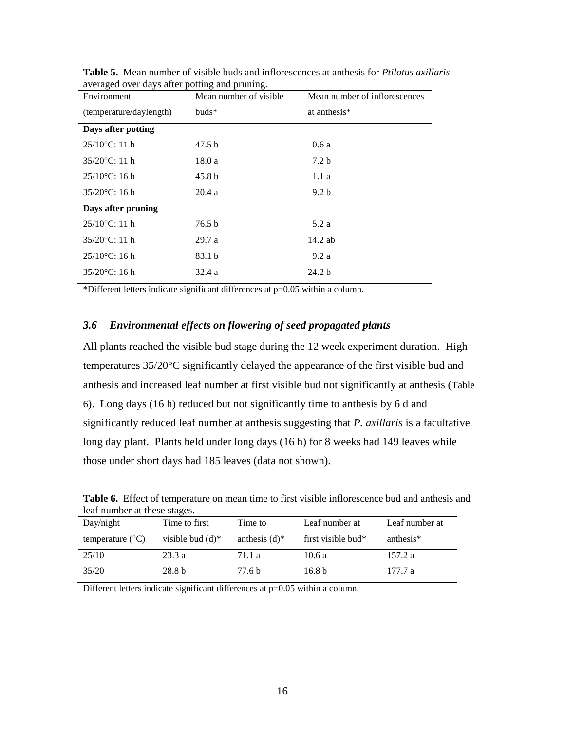**Table 5.** Mean number of visible buds and inflorescences at anthesis for *Ptilotus axillaris* averaged over days after potting and pruning.

| Environment (temperature/daylength) | Mean number of visible buds* | Mean number of inflorescences at anthesis* |
|---|---|---|
| **Days after potting** | | |
| 25/10°C: 11 h | 47.5 b | 0.6 a |
| 35/20°C: 11 h | 18.0 a | 7.2 b |
| 25/10°C: 16 h | 45.8 b | 1.1 a |
| 35/20°C: 16 h | 20.4 a | 9.2 b |
| **Days after pruning** | | |
| 25/10°C: 11 h | 76.5 b | 5.2 a |
| 35/20°C: 11 h | 29.7 a | 14.2 ab |
| 25/10°C: 16 h | 83.1 b | 9.2 a |
| 35/20°C: 16 h | 32.4 a | 24.2 b |

*Different letters indicate significant differences at p=0.05 within a column.

### *3.6 Environmental effects on flowering of seed propagated plants*

All plants reached the visible bud stage during the 12 week experiment duration. High temperatures 35/20°C significantly delayed the appearance of the first visible bud and anthesis and increased leaf number at first visible bud not significantly at anthesis (Table 6). Long days (16 h) reduced but not significantly time to anthesis by 6 d and significantly reduced leaf number at anthesis suggesting that *P. axillaris* is a facultative long day plant. Plants held under long days (16 h) for 8 weeks had 149 leaves while those under short days had 185 leaves (data not shown).

**Table 6.** Effect of temperature on mean time to first visible inflorescence bud and anthesis and leaf number at these stages.

| Day/night temperature (°C) | Time to first visible bud (d)* | Time to anthesis (d)* | Leaf number at first visible bud* | Leaf number at anthesis* |
|---|---|---|---|---|
| 25/10 | 23.3 a | 71.1 a | 10.6 a | 157.2 a |
| 35/20 | 28.8 b | 77.6 b | 16.8 b | 177.7 a |

Different letters indicate significant differences at p=0.05 within a column.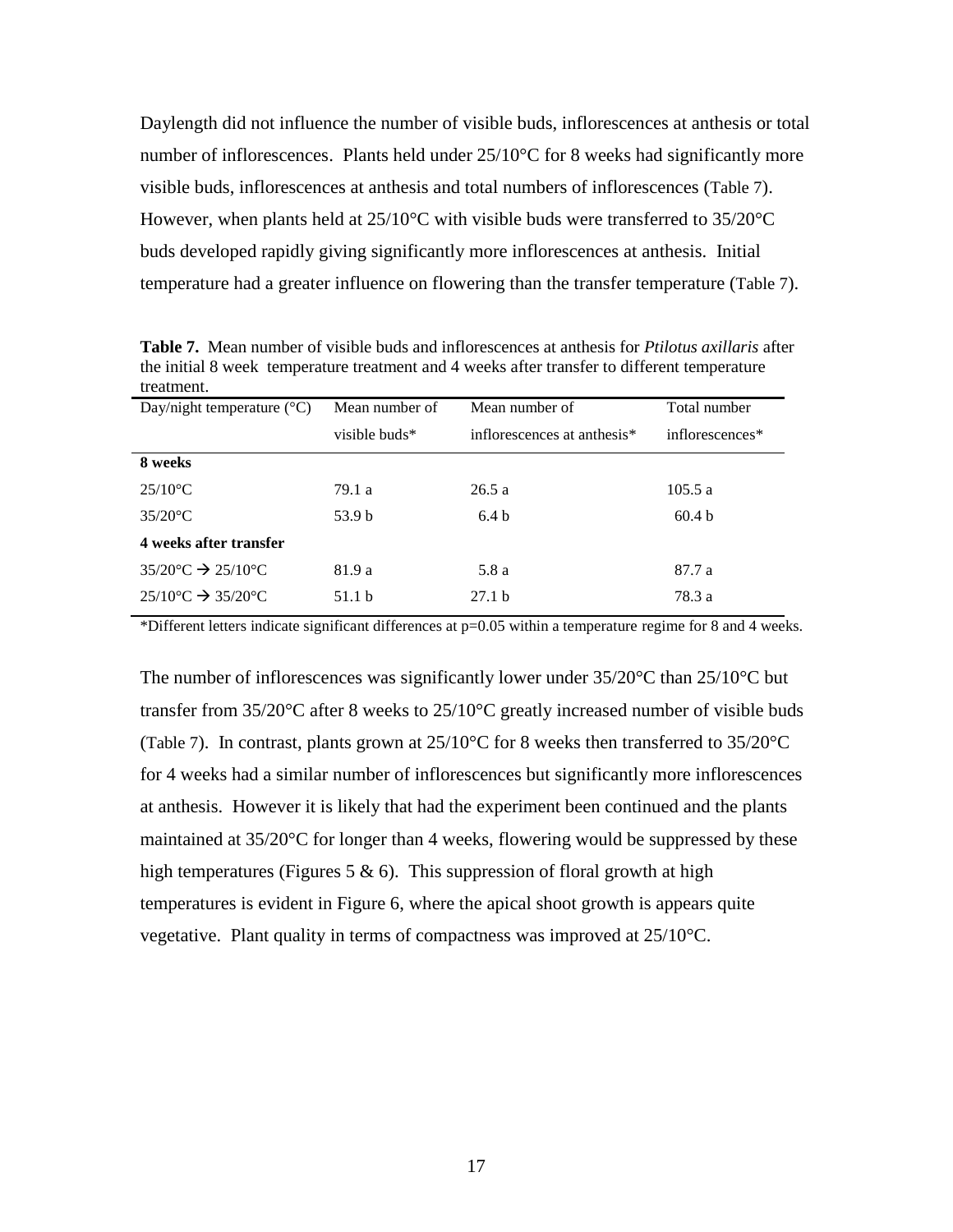Daylength did not influence the number of visible buds, inflorescences at anthesis or total number of inflorescences. Plants held under 25/10°C for 8 weeks had significantly more visible buds, inflorescences at anthesis and total numbers of inflorescences (Table 7). However, when plants held at 25/10°C with visible buds were transferred to 35/20°C buds developed rapidly giving significantly more inflorescences at anthesis. Initial temperature had a greater influence on flowering than the transfer temperature (Table 7).

**Table 7.** Mean number of visible buds and inflorescences at anthesis for *Ptilotus axillaris* after the initial 8 week temperature treatment and 4 weeks after transfer to different temperature treatment.

| Day/night temperature (°C) | Mean number of visible buds* | Mean number of inflorescences at anthesis* | Total number inflorescences* |
|---|---|---|---|
| **8 weeks** | | | |
| 25/10°C | 79.1 a | 26.5 a | 105.5 a |
| 35/20°C | 53.9 b | 6.4 b | 60.4 b |
| **4 weeks after transfer** | | | |
| 35/20°C → 25/10°C | 81.9 a | 5.8 a | 87.7 a |
| 25/10°C → 35/20°C | 51.1 b | 27.1 b | 78.3 a |

*Different letters indicate significant differences at p=0.05 within a temperature regime for 8 and 4 weeks.

The number of inflorescences was significantly lower under 35/20°C than 25/10°C but transfer from 35/20°C after 8 weeks to 25/10°C greatly increased number of visible buds (Table 7). In contrast, plants grown at 25/10°C for 8 weeks then transferred to 35/20°C for 4 weeks had a similar number of inflorescences but significantly more inflorescences at anthesis. However it is likely that had the experiment been continued and the plants maintained at 35/20°C for longer than 4 weeks, flowering would be suppressed by these high temperatures (Figures 5 & 6). This suppression of floral growth at high temperatures is evident in Figure 6, where the apical shoot growth is appears quite vegetative. Plant quality in terms of compactness was improved at 25/10°C.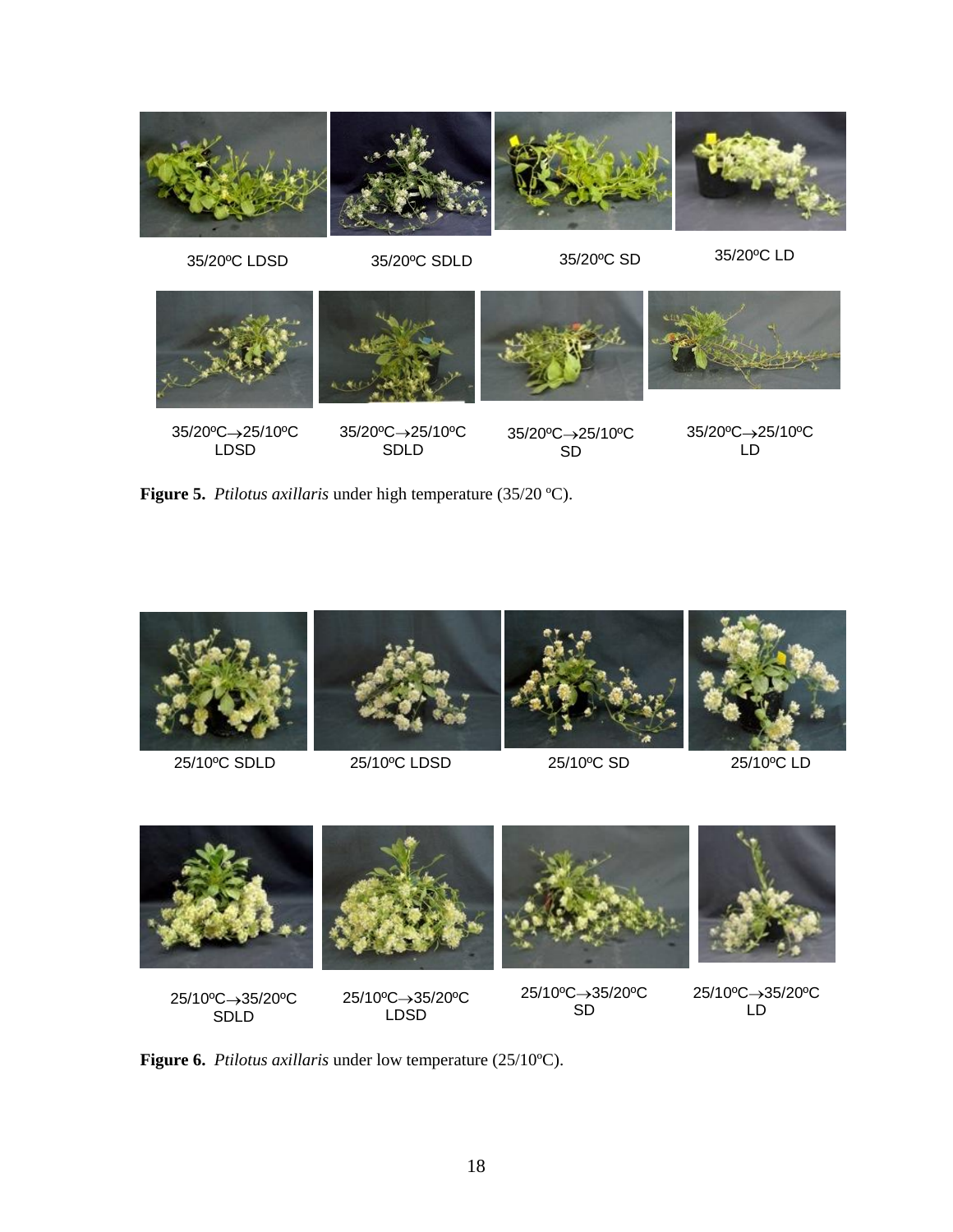35/20ºC LDSD 35/20ºC SDLD 35/20ºC SD 35/20ºC LD

35/20ºC→25/10ºC LDSD 35/20ºC→25/10ºC SDLD 35/20ºC→25/10ºC SD 35/20ºC→25/10ºC LD

**Figure 5.** *Ptilotus axillaris* under high temperature (35/20 ºC).

25/10ºC SDLD 25/10ºC LDSD 25/10ºC SD 25/10ºC LD

25/10ºC→35/20ºC SDLD 25/10ºC→35/20ºC LDSD 25/10ºC→35/20ºC SD 25/10ºC→35/20ºC LD

**Figure 6.** *Ptilotus axillaris* under low temperature (25/10ºC).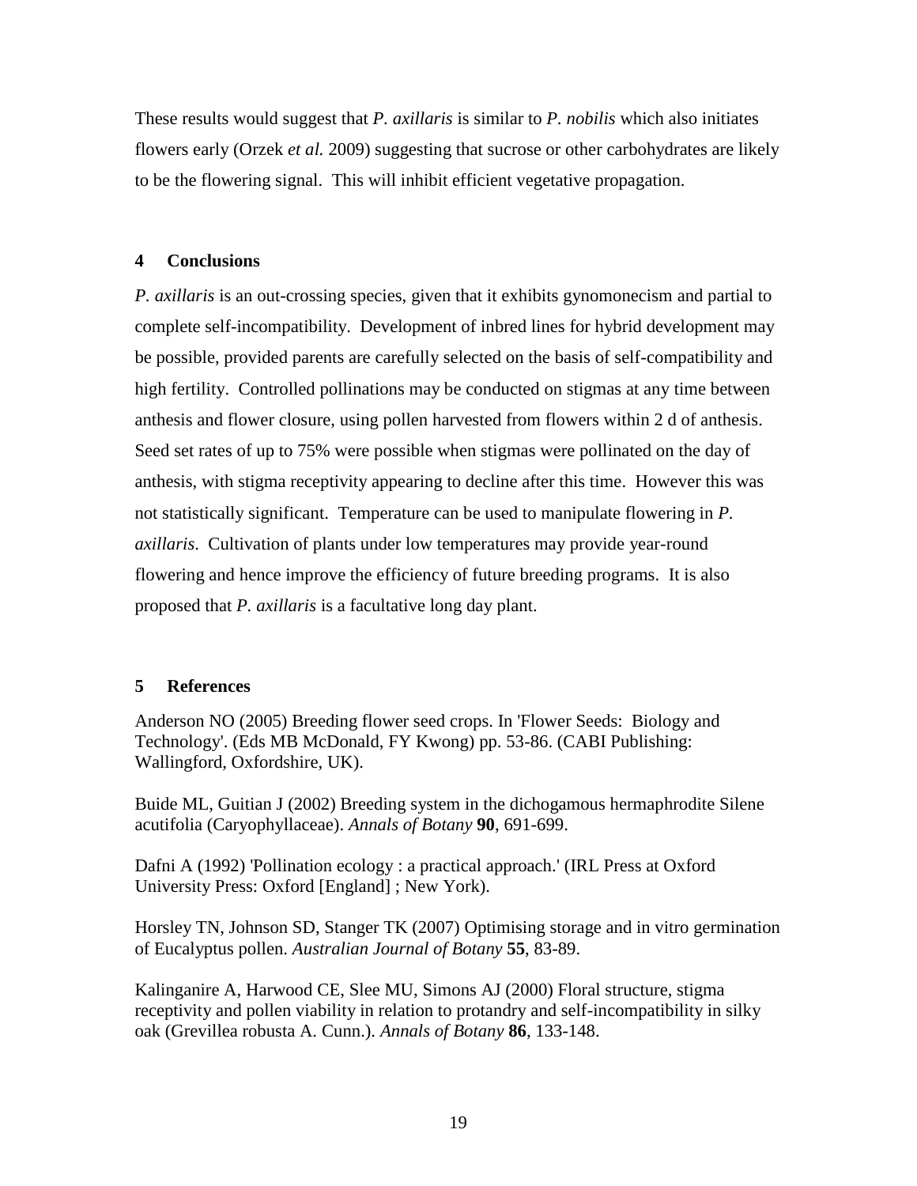These results would suggest that *P. axillaris* is similar to *P. nobilis* which also initiates flowers early (Orzek *et al.* 2009) suggesting that sucrose or other carbohydrates are likely to be the flowering signal. This will inhibit efficient vegetative propagation.

## 4 Conclusions

*P. axillaris* is an out-crossing species, given that it exhibits gynomonecism and partial to complete self-incompatibility. Development of inbred lines for hybrid development may be possible, provided parents are carefully selected on the basis of self-compatibility and high fertility. Controlled pollinations may be conducted on stigmas at any time between anthesis and flower closure, using pollen harvested from flowers within 2 d of anthesis. Seed set rates of up to 75% were possible when stigmas were pollinated on the day of anthesis, with stigma receptivity appearing to decline after this time. However this was not statistically significant. Temperature can be used to manipulate flowering in *P. axillaris*. Cultivation of plants under low temperatures may provide year-round flowering and hence improve the efficiency of future breeding programs. It is also proposed that *P. axillaris* is a facultative long day plant.

## 5 References

Anderson NO (2005) Breeding flower seed crops. In 'Flower Seeds: Biology and Technology'. (Eds MB McDonald, FY Kwong) pp. 53-86. (CABI Publishing: Wallingford, Oxfordshire, UK).

Buide ML, Guitian J (2002) Breeding system in the dichogamous hermaphrodite Silene acutifolia (Caryophyllaceae). *Annals of Botany* **90**, 691-699.

Dafni A (1992) 'Pollination ecology : a practical approach.' (IRL Press at Oxford University Press: Oxford [England] ; New York).

Horsley TN, Johnson SD, Stanger TK (2007) Optimising storage and in vitro germination of Eucalyptus pollen. *Australian Journal of Botany* **55**, 83-89.

Kalinganire A, Harwood CE, Slee MU, Simons AJ (2000) Floral structure, stigma receptivity and pollen viability in relation to protandry and self-incompatibility in silky oak (Grevillea robusta A. Cunn.). *Annals of Botany* **86**, 133-148.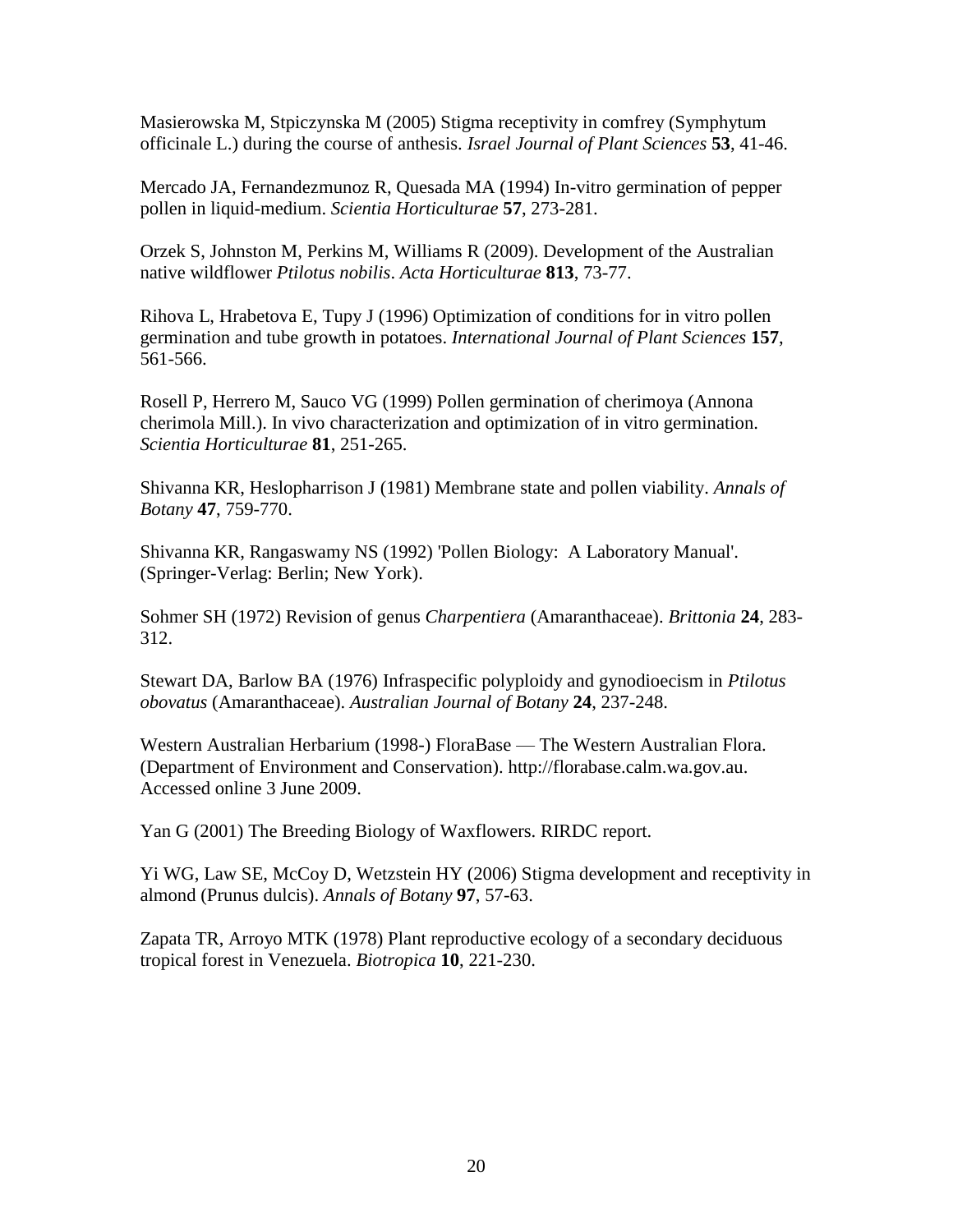Masierowska M, Stpiczynska M (2005) Stigma receptivity in comfrey (Symphytum officinale L.) during the course of anthesis. *Israel Journal of Plant Sciences* **53**, 41-46.

Mercado JA, Fernandezmunoz R, Quesada MA (1994) In-vitro germination of pepper pollen in liquid-medium. *Scientia Horticulturae* **57**, 273-281.

Orzek S, Johnston M, Perkins M, Williams R (2009). Development of the Australian native wildflower *Ptilotus nobilis*. *Acta Horticulturae* **813**, 73-77.

Rihova L, Hrabetova E, Tupy J (1996) Optimization of conditions for in vitro pollen germination and tube growth in potatoes. *International Journal of Plant Sciences* **157**, 561-566.

Rosell P, Herrero M, Sauco VG (1999) Pollen germination of cherimoya (Annona cherimola Mill.). In vivo characterization and optimization of in vitro germination. *Scientia Horticulturae* **81**, 251-265.

Shivanna KR, Heslopharrison J (1981) Membrane state and pollen viability. *Annals of Botany* **47**, 759-770.

Shivanna KR, Rangaswamy NS (1992) 'Pollen Biology: A Laboratory Manual'. (Springer-Verlag: Berlin; New York).

Sohmer SH (1972) Revision of genus *Charpentiera* (Amaranthaceae). *Brittonia* **24**, 283-312.

Stewart DA, Barlow BA (1976) Infraspecific polyploidy and gynodioecism in *Ptilotus obovatus* (Amaranthaceae). *Australian Journal of Botany* **24**, 237-248.

Western Australian Herbarium (1998-) FloraBase — The Western Australian Flora. (Department of Environment and Conservation). http://florabase.calm.wa.gov.au. Accessed online 3 June 2009.

Yan G (2001) The Breeding Biology of Waxflowers. RIRDC report.

Yi WG, Law SE, McCoy D, Wetzstein HY (2006) Stigma development and receptivity in almond (Prunus dulcis). *Annals of Botany* **97**, 57-63.

Zapata TR, Arroyo MTK (1978) Plant reproductive ecology of a secondary deciduous tropical forest in Venezuela. *Biotropica* **10**, 221-230.